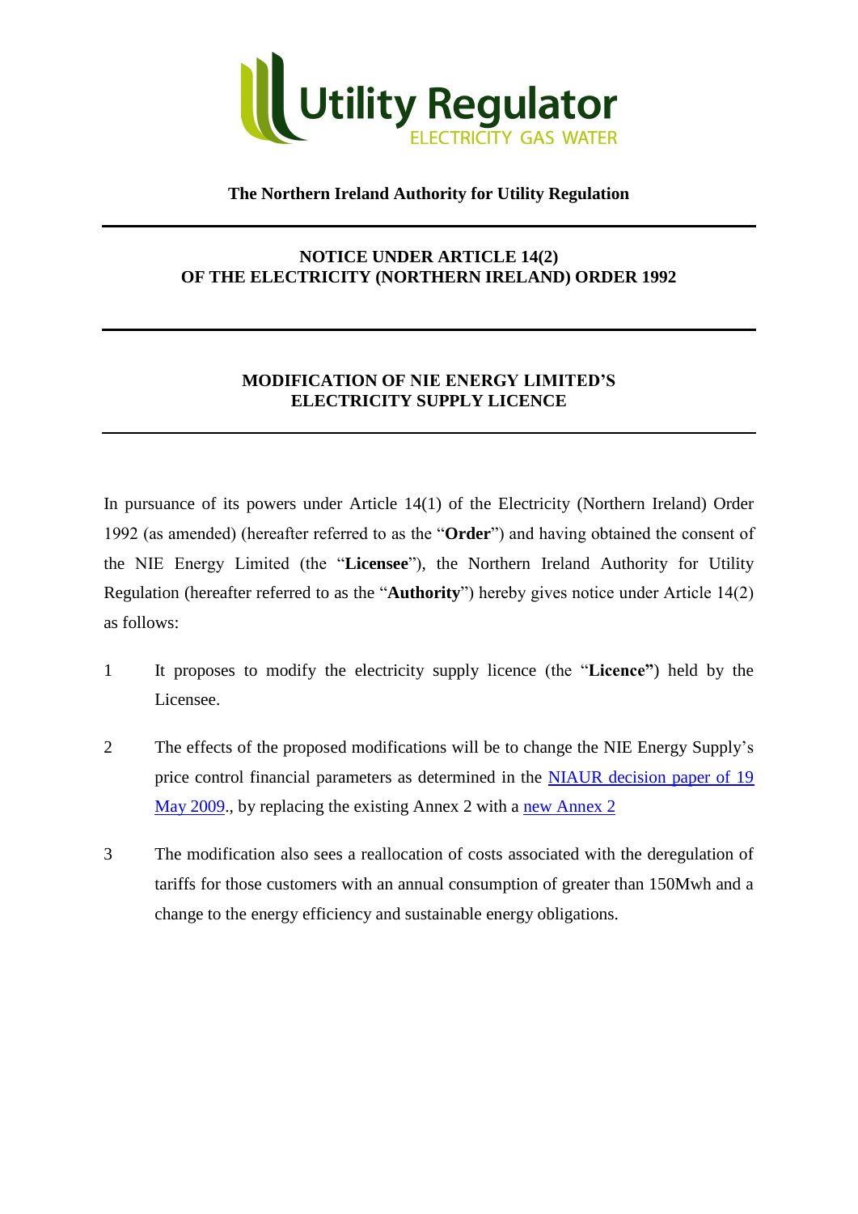**Utility Regulator**
ELECTRICITY GAS WATER

**The Northern Ireland Authority for Utility Regulation**

---

**NOTICE UNDER ARTICLE 14(2)**
**OF THE ELECTRICITY (NORTHERN IRELAND) ORDER 1992**

---

**MODIFICATION OF NIE ENERGY LIMITED'S**
**ELECTRICITY SUPPLY LICENCE**

---

In pursuance of its powers under Article 14(1) of the Electricity (Northern Ireland) Order 1992 (as amended) (hereafter referred to as the "**Order**") and having obtained the consent of the NIE Energy Limited (the "**Licensee**"), the Northern Ireland Authority for Utility Regulation (hereafter referred to as the "**Authority**") hereby gives notice under Article 14(2) as follows:

1 It proposes to modify the electricity supply licence (the "**Licence"**) held by the Licensee.

2 The effects of the proposed modifications will be to change the NIE Energy Supply's price control financial parameters as determined in the NIAUR decision paper of 19 May 2009., by replacing the existing Annex 2 with a new Annex 2

3 The modification also sees a reallocation of costs associated with the deregulation of tariffs for those customers with an annual consumption of greater than 150Mwh and a change to the energy efficiency and sustainable energy obligations.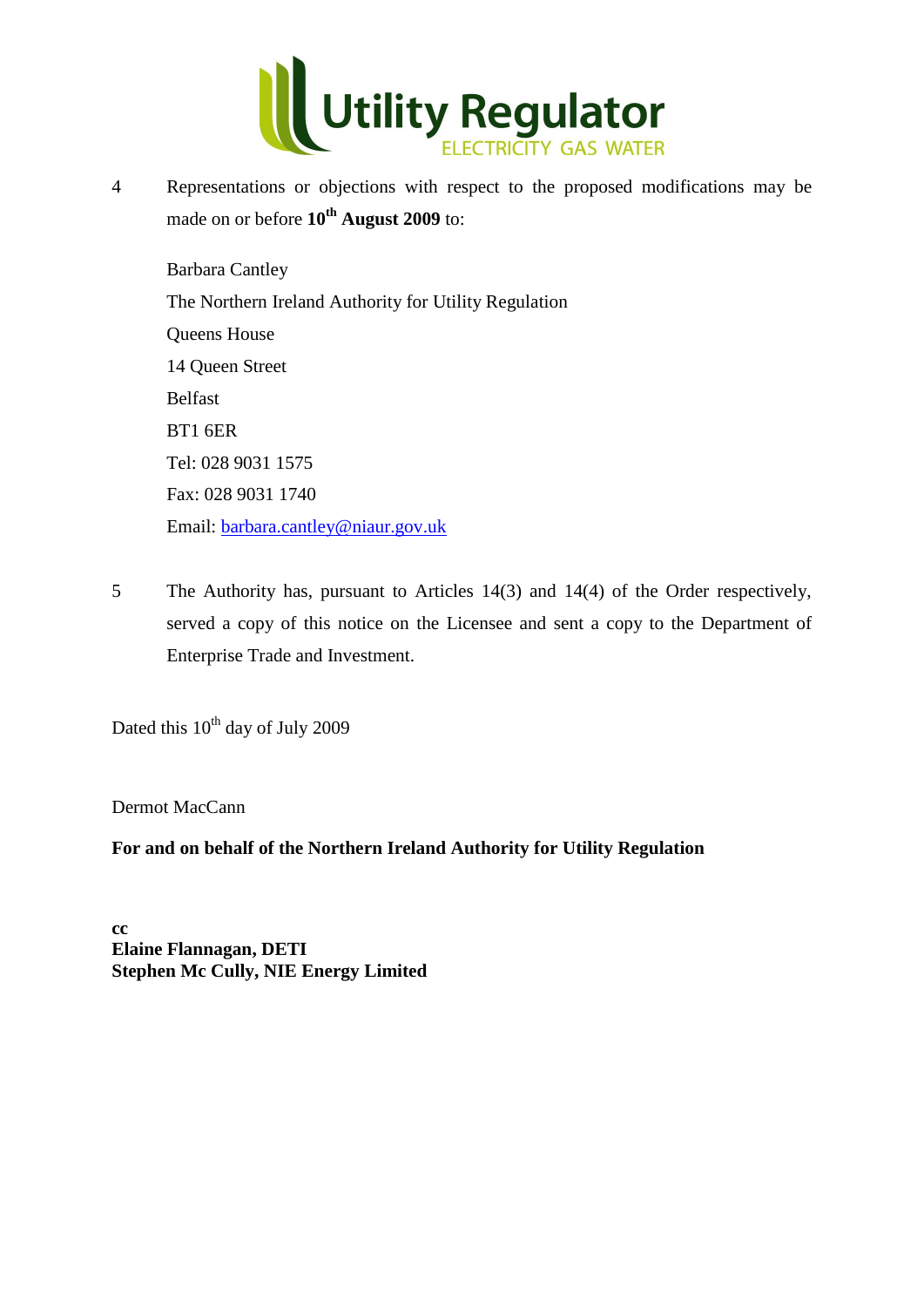4 Representations or objections with respect to the proposed modifications may be made on or before **10th August 2009** to:

Barbara Cantley
The Northern Ireland Authority for Utility Regulation
Queens House
14 Queen Street
Belfast
BT1 6ER
Tel: 028 9031 1575
Fax: 028 9031 1740
Email: barbara.cantley@niaur.gov.uk

5 The Authority has, pursuant to Articles 14(3) and 14(4) of the Order respectively, served a copy of this notice on the Licensee and sent a copy to the Department of Enterprise Trade and Investment.

Dated this 10th day of July 2009

Dermot MacCann

**For and on behalf of the Northern Ireland Authority for Utility Regulation**

**cc**
**Elaine Flannagan, DETI**
**Stephen Mc Cully, NIE Energy Limited**